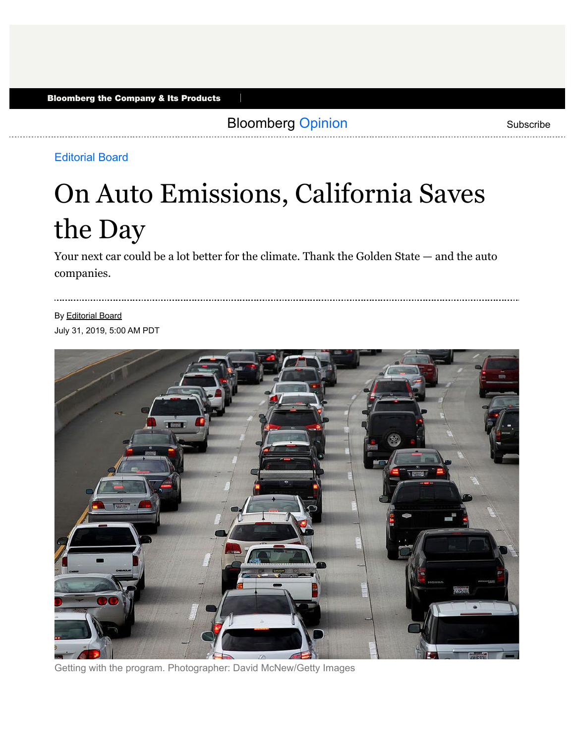Bloomberg the Company & Its Products

Bloomberg Opinion

Subscribe

Editorial Board

# On Auto Emissions, California Saves the Day

Your next car could be a lot better for the climate. Thank the Golden State — and the auto companies.

By Editorial Board

July 31, 2019, 5:00 AM PDT

Getting with the program. Photographer: David McNew/Getty Images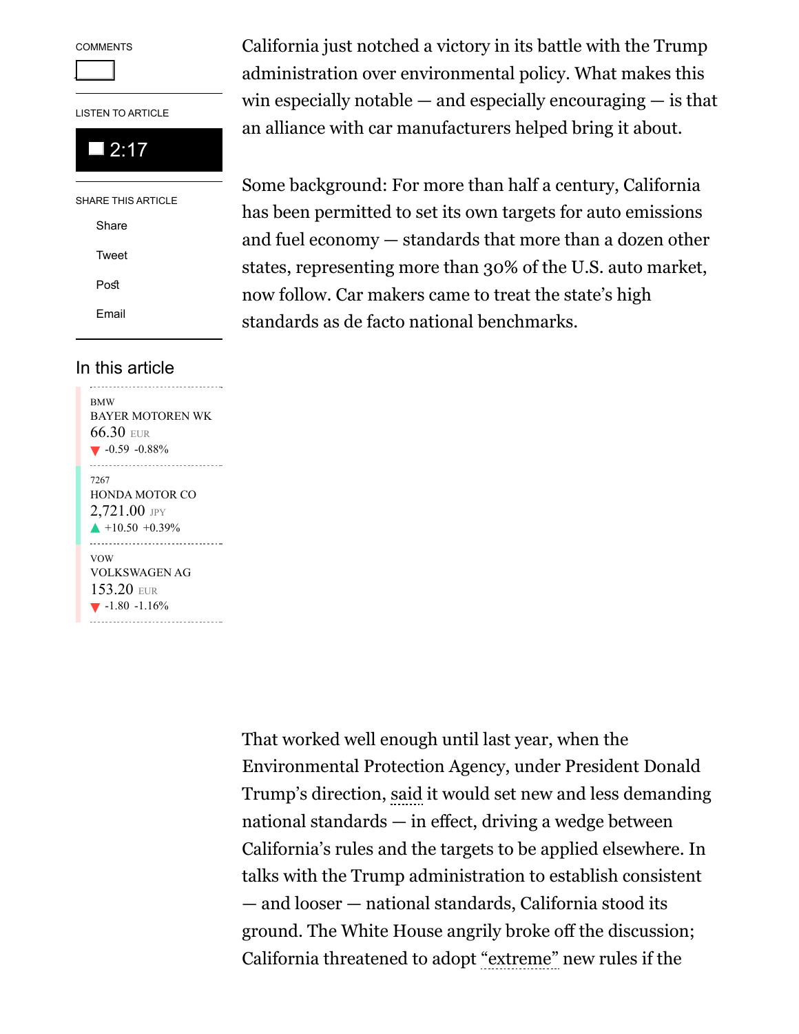California just notched a victory in its battle with the Trump administration over environmental policy. What makes this win especially notable — and especially encouraging — is that an alliance with car manufacturers helped bring it about.

Some background: For more than half a century, California has been permitted to set its own targets for auto emissions and fuel economy — standards that more than a dozen other states, representing more than 30% of the U.S. auto market, now follow. Car makers came to treat the state's high standards as de facto national benchmarks.

That worked well enough until last year, when the Environmental Protection Agency, under President Donald Trump's direction, said it would set new and less demanding national standards — in effect, driving a wedge between California's rules and the targets to be applied elsewhere. In talks with the Trump administration to establish consistent — and looser — national standards, California stood its ground. The White House angrily broke off the discussion; California threatened to adopt "extreme" new rules if the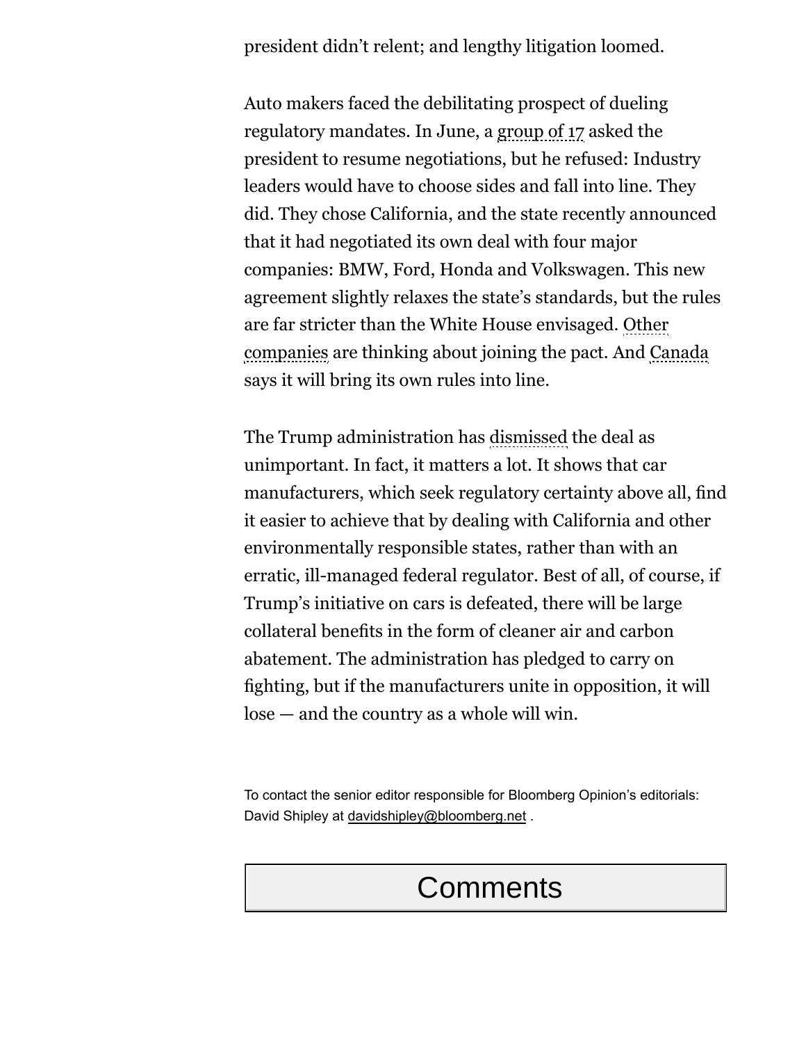president didn't relent; and lengthy litigation loomed.

Auto makers faced the debilitating prospect of dueling regulatory mandates. In June, a group of 17 asked the president to resume negotiations, but he refused: Industry leaders would have to choose sides and fall into line. They did. They chose California, and the state recently announced that it had negotiated its own deal with four major companies: BMW, Ford, Honda and Volkswagen. This new agreement slightly relaxes the state's standards, but the rules are far stricter than the White House envisaged. Other companies are thinking about joining the pact. And Canada says it will bring its own rules into line.

The Trump administration has dismissed the deal as unimportant. In fact, it matters a lot. It shows that car manufacturers, which seek regulatory certainty above all, find it easier to achieve that by dealing with California and other environmentally responsible states, rather than with an erratic, ill-managed federal regulator. Best of all, of course, if Trump's initiative on cars is defeated, there will be large collateral benefits in the form of cleaner air and carbon abatement. The administration has pledged to carry on fighting, but if the manufacturers unite in opposition, it will lose — and the country as a whole will win.

To contact the senior editor responsible for Bloomberg Opinion's editorials: David Shipley at davidshipley@bloomberg.net .

Comments